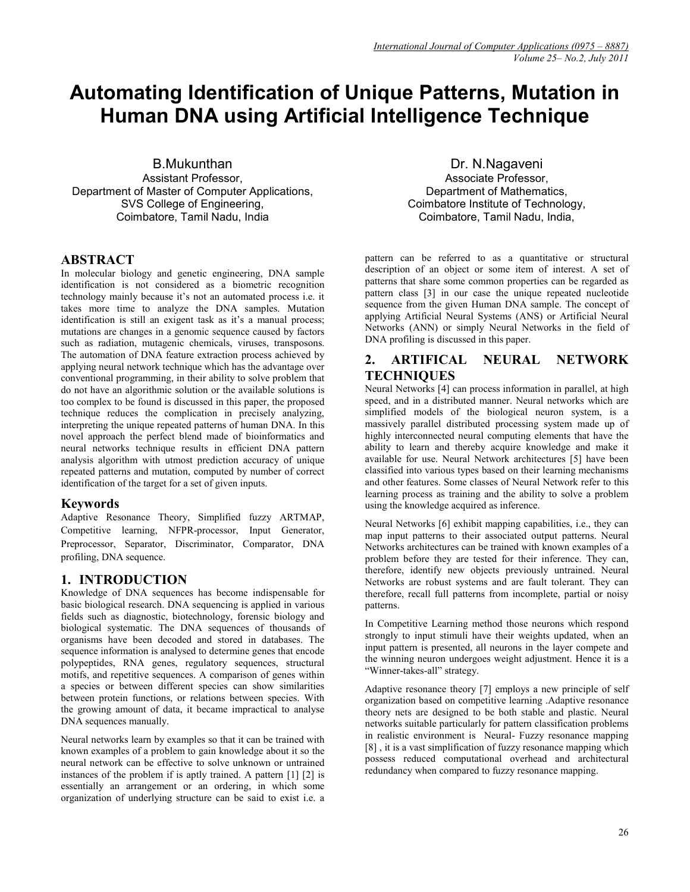# Automating Identification of Unique Patterns, Mutation in Human DNA using Artificial Intelligence Technique

B.Mukunthan
Assistant Professor,
Department of Master of Computer Applications,
SVS College of Engineering,
Coimbatore, Tamil Nadu, India

Dr. N.Nagaveni
Associate Professor,
Department of Mathematics,
Coimbatore Institute of Technology,
Coimbatore, Tamil Nadu, India,

## ABSTRACT

In molecular biology and genetic engineering, DNA sample identification is not considered as a biometric recognition technology mainly because it's not an automated process i.e. it takes more time to analyze the DNA samples. Mutation identification is still an exigent task as it's a manual process; mutations are changes in a genomic sequence caused by factors such as radiation, mutagenic chemicals, viruses, transposons. The automation of DNA feature extraction process achieved by applying neural network technique which has the advantage over conventional programming, in their ability to solve problem that do not have an algorithmic solution or the available solutions is too complex to be found is discussed in this paper, the proposed technique reduces the complication in precisely analyzing, interpreting the unique repeated patterns of human DNA. In this novel approach the perfect blend made of bioinformatics and neural networks technique results in efficient DNA pattern analysis algorithm with utmost prediction accuracy of unique repeated patterns and mutation, computed by number of correct identification of the target for a set of given inputs.

### Keywords

Adaptive Resonance Theory, Simplified fuzzy ARTMAP, Competitive learning, NFPR-processor, Input Generator, Preprocessor, Separator, Discriminator, Comparator, DNA profiling, DNA sequence.

## 1. INTRODUCTION

Knowledge of DNA sequences has become indispensable for basic biological research. DNA sequencing is applied in various fields such as diagnostic, biotechnology, forensic biology and biological systematic. The DNA sequences of thousands of organisms have been decoded and stored in databases. The sequence information is analysed to determine genes that encode polypeptides, RNA genes, regulatory sequences, structural motifs, and repetitive sequences. A comparison of genes within a species or between different species can show similarities between protein functions, or relations between species. With the growing amount of data, it became impractical to analyse DNA sequences manually.

Neural networks learn by examples so that it can be trained with known examples of a problem to gain knowledge about it so the neural network can be effective to solve unknown or untrained instances of the problem if is aptly trained. A pattern [1] [2] is essentially an arrangement or an ordering, in which some organization of underlying structure can be said to exist i.e. a pattern can be referred to as a quantitative or structural description of an object or some item of interest. A set of patterns that share some common properties can be regarded as pattern class [3] in our case the unique repeated nucleotide sequence from the given Human DNA sample. The concept of applying Artificial Neural Systems (ANS) or Artificial Neural Networks (ANN) or simply Neural Networks in the field of DNA profiling is discussed in this paper.

## 2. ARTIFICAL NEURAL NETWORK TECHNIQUES

Neural Networks [4] can process information in parallel, at high speed, and in a distributed manner. Neural networks which are simplified models of the biological neuron system, is a massively parallel distributed processing system made up of highly interconnected neural computing elements that have the ability to learn and thereby acquire knowledge and make it available for use. Neural Network architectures [5] have been classified into various types based on their learning mechanisms and other features. Some classes of Neural Network refer to this learning process as training and the ability to solve a problem using the knowledge acquired as inference.

Neural Networks [6] exhibit mapping capabilities, i.e., they can map input patterns to their associated output patterns. Neural Networks architectures can be trained with known examples of a problem before they are tested for their inference. They can, therefore, identify new objects previously untrained. Neural Networks are robust systems and are fault tolerant. They can therefore, recall full patterns from incomplete, partial or noisy patterns.

In Competitive Learning method those neurons which respond strongly to input stimuli have their weights updated, when an input pattern is presented, all neurons in the layer compete and the winning neuron undergoes weight adjustment. Hence it is a "Winner-takes-all" strategy.

Adaptive resonance theory [7] employs a new principle of self organization based on competitive learning .Adaptive resonance theory nets are designed to be both stable and plastic. Neural networks suitable particularly for pattern classification problems in realistic environment is Neural- Fuzzy resonance mapping [8] , it is a vast simplification of fuzzy resonance mapping which possess reduced computational overhead and architectural redundancy when compared to fuzzy resonance mapping.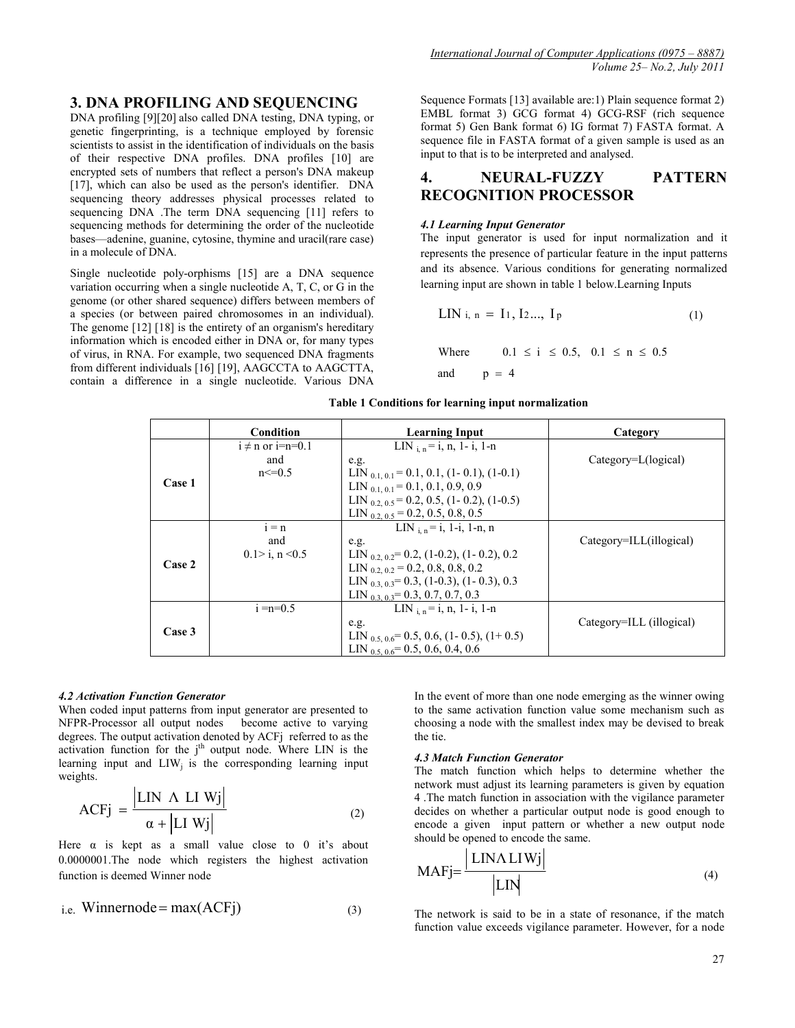## 3. DNA PROFILING AND SEQUENCING

DNA profiling [9][20] also called DNA testing, DNA typing, or genetic fingerprinting, is a technique employed by forensic scientists to assist in the identification of individuals on the basis of their respective DNA profiles. DNA profiles [10] are encrypted sets of numbers that reflect a person's DNA makeup [17], which can also be used as the person's identifier. DNA sequencing theory addresses physical processes related to sequencing DNA .The term DNA sequencing [11] refers to sequencing methods for determining the order of the nucleotide bases—adenine, guanine, cytosine, thymine and uracil(rare case) in a molecule of DNA.

Single nucleotide poly-orphisms [15] are a DNA sequence variation occurring when a single nucleotide A, T, C, or G in the genome (or other shared sequence) differs between members of a species (or between paired chromosomes in an individual). The genome [12] [18] is the entirety of an organism's hereditary information which is encoded either in DNA or, for many types of virus, in RNA. For example, two sequenced DNA fragments from different individuals [16] [19], AAGCCTA to AAGCTTA, contain a difference in a single nucleotide. Various DNA Sequence Formats [13] available are:1) Plain sequence format 2) EMBL format 3) GCG format 4) GCG-RSF (rich sequence format 5) Gen Bank format 6) IG format 7) FASTA format. A sequence file in FASTA format of a given sample is used as an input to that is to be interpreted and analysed.

## 4. NEURAL-FUZZY PATTERN RECOGNITION PROCESSOR

### *4.1 Learning Input Generator*

The input generator is used for input normalization and it represents the presence of particular feature in the input patterns and its absence. Various conditions for generating normalized learning input are shown in table 1 below.Learning Inputs

$$\text{LIN}_{\,i,\,n} = I_1, I_2 ..., I_p \tag{1}$$

Where $0.1 \leq i \leq 0.5$, $0.1 \leq n \leq 0.5$

and $p = 4$

**Table 1 Conditions for learning input normalization**

| | Condition | Learning Input | Category |
|---|---|---|---|
| **Case 1** | $i \neq n$ or $i=n=0.1$ and $n<=0.5$ | $\text{LIN}_{i,n}$ = i, n, 1- i, 1-n<br>e.g.<br>$\text{LIN}_{0.1,\,0.1}$ = 0.1, 0.1, (1- 0.1), (1-0.1)<br>$\text{LIN}_{0.1,\,0.1}$ = 0.1, 0.1, 0.9, 0.9<br>$\text{LIN}_{0.2,\,0.5}$ = 0.2, 0.5, (1- 0.2), (1-0.5)<br>$\text{LIN}_{0.2,\,0.5}$ = 0.2, 0.5, 0.8, 0.5 | Category=L(logical) |
| **Case 2** | $i = n$ and $0.1> i, n <0.5$ | $\text{LIN}_{i,n}$ = i, 1-i, 1-n, n<br>e.g.<br>$\text{LIN}_{0.2,\,0.2}$= 0.2, (1-0.2), (1- 0.2), 0.2<br>$\text{LIN}_{0.2,\,0.2}$ = 0.2, 0.8, 0.8, 0.2<br>$\text{LIN}_{0.3,\,0.3}$= 0.3, (1-0.3), (1- 0.3), 0.3<br>$\text{LIN}_{0.3,\,0.3}$= 0.3, 0.7, 0.7, 0.3 | Category=ILL(illogical) |
| **Case 3** | $i =n=0.5$ | $\text{LIN}_{i,n}$ = i, n, 1- i, 1-n<br>e.g.<br>$\text{LIN}_{0.5,\,0.6}$= 0.5, 0.6, (1- 0.5), (1+ 0.5)<br>$\text{LIN}_{0.5,\,0.6}$= 0.5, 0.6, 0.4, 0.6 | Category=ILL (illogical) |

### *4.2 Activation Function Generator*

When coded input patterns from input generator are presented to NFPR-Processor all output nodes become active to varying degrees. The output activation denoted by ACFj referred to as the activation function for the $j^{th}$ output node. Where LIN is the learning input and $\text{LIW}_j$ is the corresponding learning input weights.

$$\text{ACFj} = \frac{|\text{LIN} \wedge \text{LI Wj}|}{\alpha + |\text{LI Wj}|} \tag{2}$$

Here α is kept as a small value close to 0 it's about 0.0000001.The node which registers the highest activation function is deemed Winner node

i.e. $$\text{Winnernode} = \max(\text{ACFj}) \tag{3}$$

In the event of more than one node emerging as the winner owing to the same activation function value some mechanism such as choosing a node with the smallest index may be devised to break the tie.

### *4.3 Match Function Generator*

The match function which helps to determine whether the network must adjust its learning parameters is given by equation 4 .The match function in association with the vigilance parameter decides on whether a particular output node is good enough to encode a given input pattern or whether a new output node should be opened to encode the same.

$$\text{MAFj} = \frac{|\text{LIN} \wedge \text{LI Wj}|}{|\text{LIN}|} \tag{4}$$

The network is said to be in a state of resonance, if the match function value exceeds vigilance parameter. However, for a node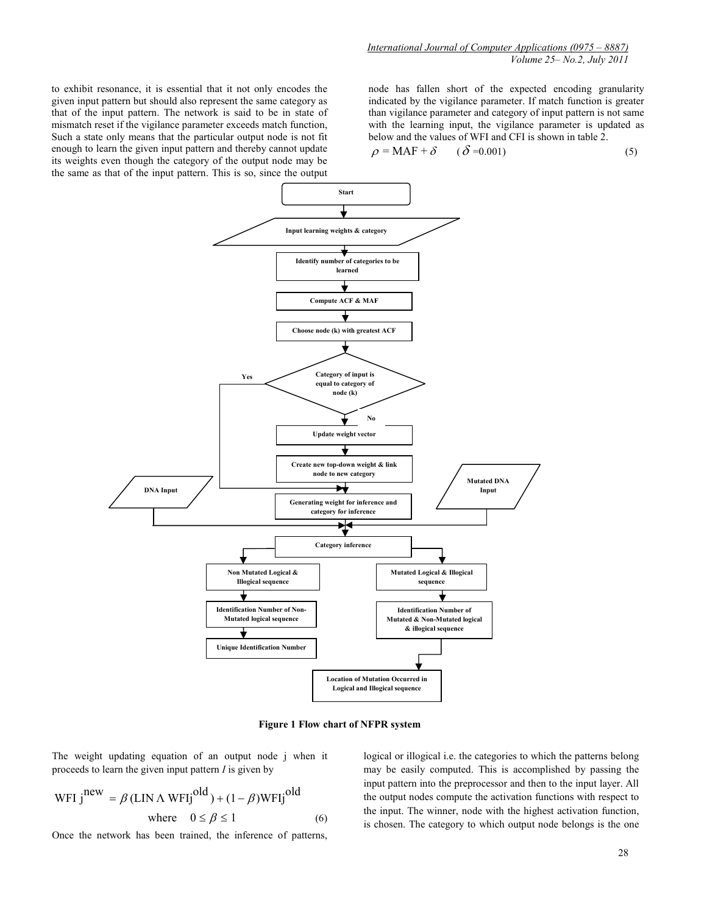to exhibit resonance, it is essential that it not only encodes the given input pattern but should also represent the same category as that of the input pattern. The network is said to be in state of mismatch reset if the vigilance parameter exceeds match function, Such a state only means that the particular output node is not fit enough to learn the given input pattern and thereby cannot update its weights even though the category of the output node may be the same as that of the input pattern. This is so, since the output node has fallen short of the expected encoding granularity indicated by the vigilance parameter. If match function is greater than vigilance parameter and category of input pattern is not same with the learning input, the vigilance parameter is updated as below and the values of WFI and CFI is shown in table 2.

$$\rho = \text{MAF} + \delta \qquad (\delta = 0.001) \tag{5}$$

Start

Input learning weights & category

Identify number of categories to be learned

Compute ACF & MAF

Choose node (k) with greatest ACF

Category of input is equal to category of node (k)

Yes

No

Update weight vector

Create new top-down weight & link node to new category

DNA Input

Mutated DNA Input

Generating weight for inference and category for inference

Category inference

Non Mutated Logical & Illogical sequence

Mutated Logical & Illogical sequence

Identification Number of Non-Mutated logical sequence

Identification Number of Mutated & Non-Mutated logical & illogical sequence

Unique Identification Number

Location of Mutation Occurred in Logical and Illogical sequence

**Figure 1 Flow chart of NFPR system**

The weight updating equation of an output node j when it proceeds to learn the given input pattern *I* is given by

$$\text{WFI}\ j^{\text{new}} = \beta\,(\text{LIN}\ \Lambda\ \text{WFIj}^{\text{old}}) + (1-\beta)\text{WFIj}^{\text{old}}$$
$$\text{where} \quad 0 \leq \beta \leq 1 \tag{6}$$

Once the network has been trained, the inference of patterns, logical or illogical i.e. the categories to which the patterns belong may be easily computed. This is accomplished by passing the input pattern into the preprocessor and then to the input layer. All the output nodes compute the activation functions with respect to the input. The winner, node with the highest activation function, is chosen. The category to which output node belongs is the one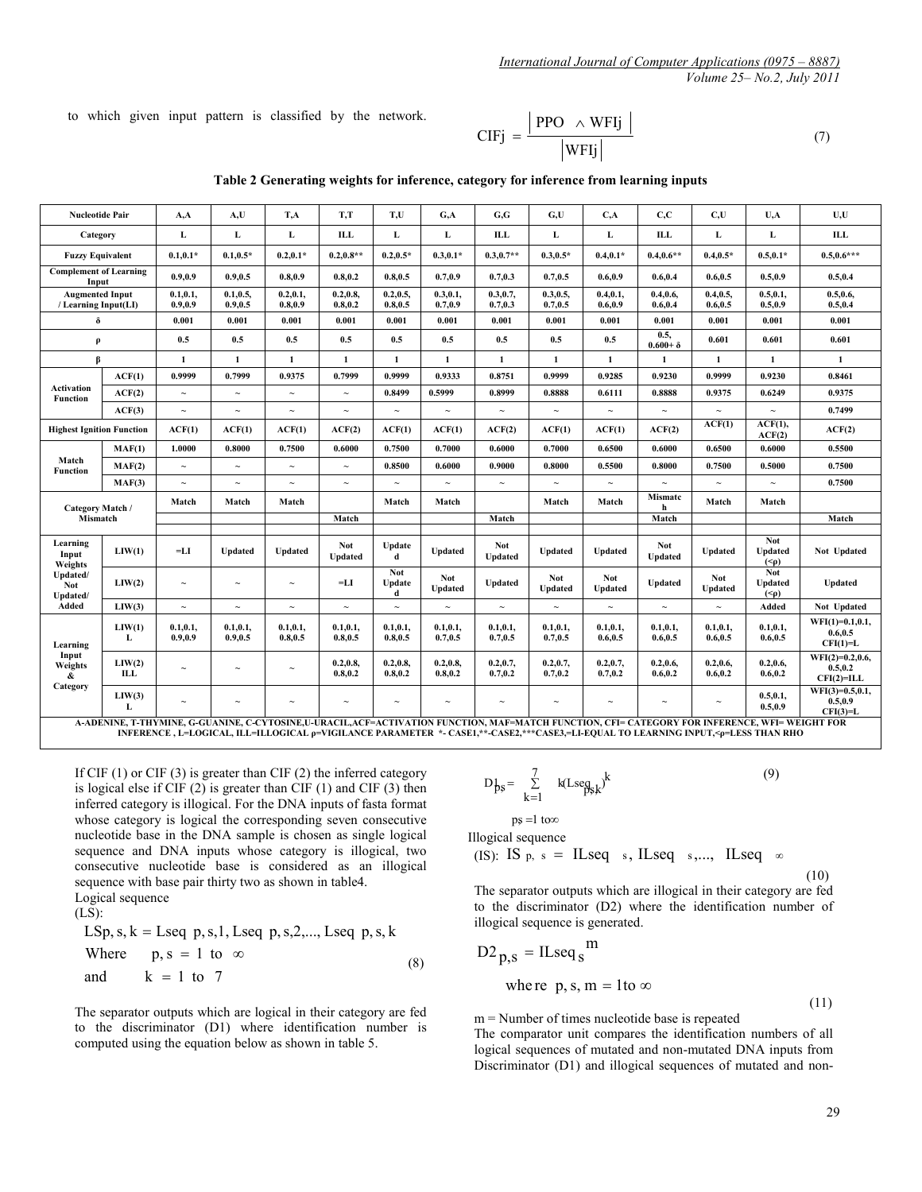to which given input pattern is classified by the network.

$$\text{CIFj} = \frac{|\text{PPO} \wedge \text{WFIj}|}{|\text{WFIj}|} \quad (7)$$

**Table 2 Generating weights for inference, category for inference from learning inputs**

| Nucleotide Pair | | A,A | A,U | T,A | T,T | T,U | G,A | G,G | G,U | C,A | C,C | C,U | U,A | U,U |
|---|---|---|---|---|---|---|---|---|---|---|---|---|---|---|
| Category | | L | L | L | ILL | L | L | ILL | L | L | ILL | L | L | ILL |
| Fuzzy Equivalent | | 0.1,0.1* | 0.1,0.5* | 0.2,0.1* | 0.2,0.8** | 0.2,0.5* | 0.3,0.1* | 0.3,0.7** | 0.3,0.5* | 0.4,0.1* | 0.4,0.6** | 0.4,0.5* | 0.5,0.1* | 0.5,0.6*** |
| Complement of Learning Input | | 0.9,0.9 | 0.9,0.5 | 0.8,0.9 | 0.8,0.2 | 0.8,0.5 | 0.7,0.9 | 0.7,0.3 | 0.7,0.5 | 0.6,0.9 | 0.6,0.4 | 0.6,0.5 | 0.5,0.9 | 0.5,0.4 |
| Augmented Input / Learning Input(LI) | | 0.1,0.1, 0.9,0.9 | 0.1,0.5, 0.9,0.5 | 0.2,0.1, 0.8,0.9 | 0.2,0.8, 0.8,0.2 | 0.2,0.5, 0.8,0.5 | 0.3,0.1, 0.7,0.9 | 0.3,0.7, 0.7,0.3 | 0.3,0.5, 0.7,0.5 | 0.4,0.1, 0.6,0.9 | 0.4,0.6, 0.6,0.4 | 0.4,0.5, 0.6,0.5 | 0.5,0.1, 0.5,0.9 | 0.5,0.6, 0.5,0.4 |
| δ | | 0.001 | 0.001 | 0.001 | 0.001 | 0.001 | 0.001 | 0.001 | 0.001 | 0.001 | 0.001 | 0.001 | 0.001 | 0.001 |
| ρ | | 0.5 | 0.5 | 0.5 | 0.5 | 0.5 | 0.5 | 0.5 | 0.5 | 0.5 | 0.5, 0.600+ δ | 0.601 | 0.601 | 0.601 |
| β | | 1 | 1 | 1 | 1 | 1 | 1 | 1 | 1 | 1 | 1 | 1 | 1 | 1 |
| Activation Function | ACF(1) | 0.9999 | 0.7999 | 0.9375 | 0.7999 | 0.9999 | 0.9333 | 0.8751 | 0.9999 | 0.9285 | 0.9230 | 0.9999 | 0.9230 | 0.8461 |
| | ACF(2) | ~ | ~ | ~ | ~ | 0.8499 | 0.5999 | 0.8999 | 0.8888 | 0.6111 | 0.8888 | 0.9375 | 0.6249 | 0.9375 |
| | ACF(3) | ~ | ~ | ~ | ~ | ~ | ~ | ~ | ~ | ~ | ~ | ~ | ~ | 0.7499 |
| Highest Ignition Function | | ACF(1) | ACF(1) | ACF(1) | ACF(2) | ACF(1) | ACF(1) | ACF(2) | ACF(1) | ACF(1) | ACF(2) | ACF(1) | ACF(1), ACF(2) | ACF(2) |
| Match Function | MAF(1) | 1.0000 | 0.8000 | 0.7500 | 0.6000 | 0.7500 | 0.7000 | 0.6000 | 0.7000 | 0.6500 | 0.6000 | 0.6500 | 0.6000 | 0.5500 |
| | MAF(2) | ~ | ~ | ~ | ~ | 0.8500 | 0.6000 | 0.9000 | 0.8000 | 0.5500 | 0.8000 | 0.7500 | 0.5000 | 0.7500 |
| | MAF(3) | ~ | ~ | ~ | ~ | ~ | ~ | ~ | ~ | ~ | ~ | ~ | ~ | 0.7500 |
| Category Match / Mismatch | | Match | Match | Match | | Match | Match | | Match | Match | Mismatch | Match | Match | |
| | | | | | Match | | | Match | | | Match | | | Match |
| Learning Input Weights Updated/ Not Updated/ Added | LIW(1) | =LI | Updated | Updated | Not Updated | Updated | Updated | Not Updated | Updated | Updated | Not Updated | Updated | Not Updated (<ρ) | Not Updated |
| | LIW(2) | ~ | ~ | ~ | =LI | Not Updated | Not Updated | Updated | Not Updated | Not Updated | Updated | Not Updated | Not Updated (<ρ) | Updated |
| | LIW(3) | ~ | ~ | ~ | ~ | ~ | ~ | ~ | ~ | ~ | ~ | ~ | Added | Not Updated |
| Learning Input Weights & Category | LIW(1) L | 0.1,0.1, 0.9,0.9 | 0.1,0.1, 0.9,0.5 | 0.1,0.1, 0.8,0.5 | 0.1,0.1, 0.8,0.5 | 0.1,0.1, 0.8,0.5 | 0.1,0.1, 0.7,0.5 | 0.1,0.1, 0.7,0.5 | 0.1,0.1, 0.7,0.5 | 0.1,0.1, 0.6,0.5 | 0.1,0.1, 0.6,0.5 | 0.1,0.1, 0.6,0.5 | 0.1,0.1, 0.6,0.5 | WFI(1)=0.1,0.1, 0.6,0.5 CFI(1)=L |
| | LIW(2) ILL | ~ | ~ | ~ | 0.2,0.8, 0.8,0.2 | 0.2,0.8, 0.8,0.2 | 0.2,0.8, 0.8,0.2 | 0.2,0.7, 0.7,0.2 | 0.2,0.7, 0.7,0.2 | 0.2,0.7, 0.7,0.2 | 0.2,0.6, 0.6,0.2 | 0.2,0.6, 0.6,0.2 | 0.2,0.6, 0.6,0.2 | WFI(2)=0.2,0.6, 0.5,0.2 CFI(2)=ILL |
| | LIW(3) L | ~ | ~ | ~ | ~ | ~ | ~ | ~ | ~ | ~ | ~ | ~ | 0.5,0.1, 0.5,0.9 | WFI(3)=0.5,0.1, 0.5,0.9 CFI(3)=L |

A-ADENINE, T-THYMINE, G-GUANINE, C-CYTOSINE,U-URACIL,ACF=ACTIVATION FUNCTION, MAF=MATCH FUNCTION, CFI= CATEGORY FOR INFERENCE, WFI= WEIGHT FOR INFERENCE , L=LOGICAL, ILL=ILLOGICAL ρ=VIGILANCE PARAMETER *- CASE1,**-CASE2,***CASE3,=LI-EQUAL TO LEARNING INPUT,<ρ=LESS THAN RHO

If CIF (1) or CIF (3) is greater than CIF (2) the inferred category is logical else if CIF (2) is greater than CIF (1) and CIF (3) then inferred category is illogical. For the DNA inputs of fasta format whose category is logical the corresponding seven consecutive nucleotide base in the DNA sample is chosen as single logical sequence and DNA inputs whose category is illogical, two consecutive nucleotide base is considered as an illogical sequence with base pair thirty two as shown in table4.

Logical sequence

(LS):

$$\text{LSp}, s, k = \text{Lseq } p, s, 1, \text{Lseq } p, s, 2, ..., \text{Lseq } p, s, k$$
$$\text{Where} \quad p, s = 1 \text{ to } \infty$$
$$\text{and} \quad k = 1 \text{ to } 7 \quad (8)$$

The separator outputs which are logical in their category are fed to the discriminator (D1) where identification number is computed using the equation below as shown in table 5.

$$D1_{p,s} = \sum_{k=1}^{7} k(\text{Lseq}_{p,s,k})^{k} \quad (9)$$

$$p,s = 1 \text{ to } \infty$$

Illogical sequence

$$\text{(IS): IS}_{p,s} = \text{ILseq}_{s}, \text{ILseq}_{s}, ..., \text{ILseq}_{\infty} \quad (10)$$

The separator outputs which are illogical in their category are fed to the discriminator (D2) where the identification number of illogical sequence is generated.

$$D2_{p,s} = \text{ILseq}_{s}^{\,m}$$
$$\text{where } p, s, m = 1 \text{ to } \infty \quad (11)$$

m = Number of times nucleotide base is repeated

The comparator unit compares the identification numbers of all logical sequences of mutated and non-mutated DNA inputs from Discriminator (D1) and illogical sequences of mutated and non-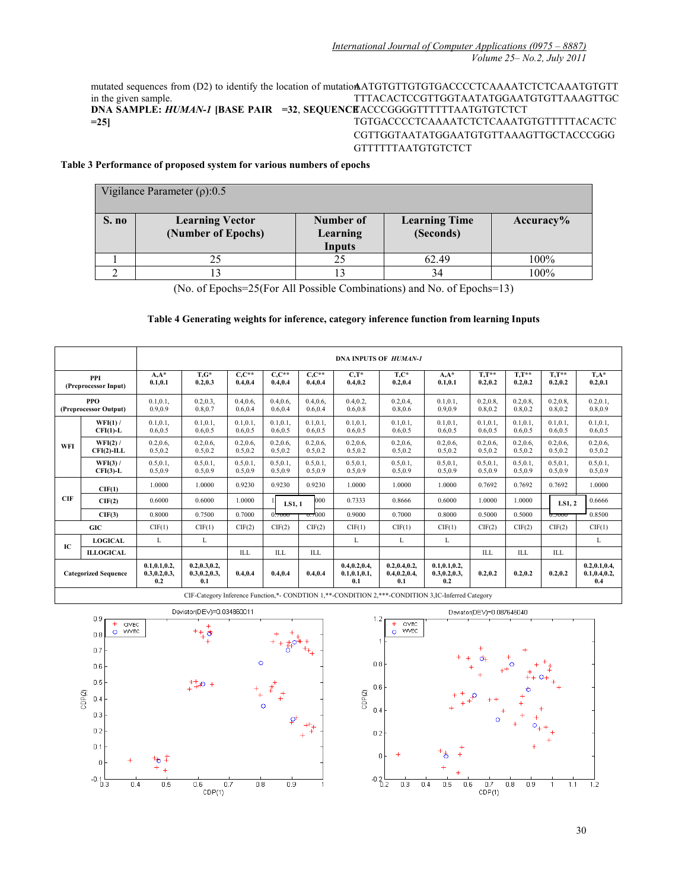mutated sequences from (D2) to identify the location of mutation in the given sample.

**DNA SAMPLE:** ***HUMAN-1*** **[BASE PAIR =32, SEQUENCE =25]**

AATGTGTTGTGTGACCCCTCAAAATCTCTCAAATGTGTTTTTACACTCCGTTGGTAATATGGAATGTGTTAAAGTTGCTACCCGGGGTTTTTTAATGTGTCTCT
TGTGACCCCTCAAAATCTCTCAAATGTGTTTTTACACTCCGTTGGTAATATGGAATGTGTTAAAGTTGCTACCCGGGGTTTTTTAATGTGTCTCT

**Table 3 Performance of proposed system for various numbers of epochs**

| Vigilance Parameter (ρ):0.5 | | | | |
|---|---|---|---|---|
| **S. no** | **Learning Vector (Number of Epochs)** | **Number of Learning Inputs** | **Learning Time (Seconds)** | **Accuracy%** |
| 1 | 25 | 25 | 62.49 | 100% |
| 2 | 13 | 13 | 34 | 100% |

(No. of Epochs=25(For All Possible Combinations) and No. of Epochs=13)

**Table 4 Generating weights for inference, category inference function from learning Inputs**

| | | DNA INPUTS OF *HUMAN-1* | | | | | | | | | | | |
|---|---|---|---|---|---|---|---|---|---|---|---|---|---|
| PPI (Preprocessor Input) | | A,A* 0.1,0.1 | T,G* 0.2,0.3 | C,C** 0.4,0.4 | C,C** 0.4,0.4 | C,C** 0.4,0.4 | C,T* 0.4,0.2 | T,C* 0.2,0.4 | A,A* 0.1,0.1 | T,T** 0.2,0.2 | T,T** 0.2,0.2 | T,T** 0.2,0.2 | T,A* 0.2,0.1 |
| PPO (Preprocessor Output) | | 0.1,0.1, 0.9,0.9 | 0.2,0.3, 0.8,0.7 | 0.4,0.6, 0.6,0.4 | 0.4,0.6, 0.6,0.4 | 0.4,0.6, 0.6,0.4 | 0.4,0.2, 0.6,0.8 | 0.2,0.4, 0.8,0.6 | 0.1,0.1, 0.9,0.9 | 0.2,0.8, 0.8,0.2 | 0.2,0.8, 0.8,0.2 | 0.2,0.8, 0.8,0.2 | 0.2,0.1, 0.8,0.9 |
| WFI | WFI(1) / CFI(1)-L | 0.1,0.1, 0.6,0.5 | 0.1,0.1, 0.6,0.5 | 0.1,0.1, 0.6,0.5 | 0.1,0.1, 0.6,0.5 | 0.1,0.1, 0.6,0.5 | 0.1,0.1, 0.6,0.5 | 0.1,0.1, 0.6,0.5 | 0.1,0.1, 0.6,0.5 | 0.1,0.1, 0.6,0.5 | 0.1,0.1, 0.6,0.5 | 0.1,0.1, 0.6,0.5 | 0.1,0.1, 0.6,0.5 |
| | WFI(2) / CFI(2)-ILL | 0.2,0.6, 0.5,0.2 | 0.2,0.6, 0.5,0.2 | 0.2,0.6, 0.5,0.2 | 0.2,0.6, 0.5,0.2 | 0.2,0.6, 0.5,0.2 | 0.2,0.6, 0.5,0.2 | 0.2,0.6, 0.5,0.2 | 0.2,0.6, 0.5,0.2 | 0.2,0.6, 0.5,0.2 | 0.2,0.6, 0.5,0.2 | 0.2,0.6, 0.5,0.2 | 0.2,0.6, 0.5,0.2 |
| | WFI(3) / CFI(3)-L | 0.5,0.1, 0.5,0.9 | 0.5,0.1, 0.5,0.9 | 0.5,0.1, 0.5,0.9 | 0.5,0.1, 0.5,0.9 | 0.5,0.1, 0.5,0.9 | 0.5,0.1, 0.5,0.9 | 0.5,0.1, 0.5,0.9 | 0.5,0.1, 0.5,0.9 | 0.5,0.1, 0.5,0.9 | 0.5,0.1, 0.5,0.9 | 0.5,0.1, 0.5,0.9 | 0.5,0.1, 0.5,0.9 |
| CIF | CIF(1) | 1.0000 | 1.0000 | 0.9230 | 0.9230 | 0.9230 | 1.0000 | 1.0000 | 1.0000 | 0.7692 | 0.7692 | 0.7692 | 1.0000 |
| | CIF(2) | 0.6000 | 0.6000 | 1.0000 | 1 LS1, 1 | 000 | 0.7333 | 0.8666 | 0.6000 | 1.0000 | 1.0000 | LS1, 2 | 0.6666 |
| | CIF(3) | 0.8000 | 0.7500 | 0.7000 | 0.7000 | 0.7000 | 0.9000 | 0.7000 | 0.8000 | 0.5000 | 0.5000 | 0.5000 | 0.8500 |
| GIC | | CIF(1) | CIF(1) | CIF(2) | CIF(2) | CIF(2) | CIF(1) | CIF(1) | CIF(1) | CIF(2) | CIF(2) | CIF(2) | CIF(1) |
| IC | LOGICAL | L | L | | | | L | L | L | | | | L |
| | ILLOGICAL | | | ILL | ILL | ILL | | | | ILL | ILL | ILL | |
| Categorized Sequence | | **0.1,0.1,0.2, 0.3,0.2,0.3, 0.2** | **0.2,0.3,0.2, 0.3,0.2,0.3, 0.1** | **0.4,0.4** | **0.4,0.4** | **0.4,0.4** | **0.4,0.2,0.4, 0.1,0.1,0.1, 0.1** | **0.2,0.4,0.2, 0.4,0.2,0.4, 0.1** | **0.1,0.1,0.2, 0.3,0.2,0.3, 0.2** | **0.2,0.2** | **0.2,0.2** | **0.2,0.2** | **0.2,0.1,0.4, 0.1,0.4,0.2, 0.4** |

CIF-Category Inference Function,*- CONDTION 1,**-CONDITION 2,***-CONDITION 3,IC-Inferred Category

Deviator(DEV)=0.034860011

CIVEC
WVEC

CDP(2)

CDP(1)

Deviator(DEV)=0.087646040

CIVEC
WVEC

CDP(2)

CDP(1)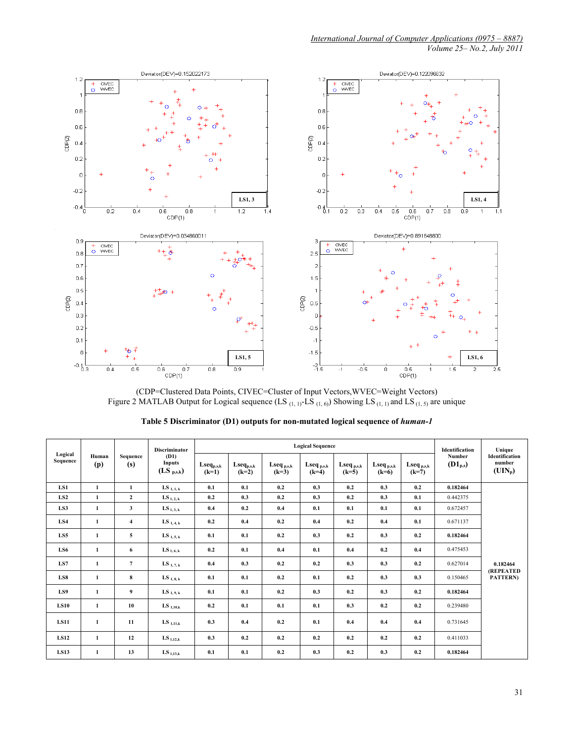Deviator(DEV)=0.152022173

CIVEC
WVEC

CDP(2)
CDP(1)

LS1, 3

Deviator(DEV)=0.122096832

CIVEC
WVEC

CDP(2)
CDP(1)

LS1, 4

Deviator(DEV)=0.034860011

CIVEC
WVEC

CDP(2)
CDP(1)

LS1, 5

Deviator(DEV)=0.891848800

CIVEC
WVEC

CDP(2)
CDP(1)

LS1, 6

(CDP=Clustered Data Points, CIVEC=Cluster of Input Vectors,WVEC=Weight Vectors)
Figure 2 MATLAB Output for Logical sequence ($LS_{(1, 1)}$-$LS_{(1, 6)}$) Showing $LS_{(1, 1)}$ and $LS_{(1, 5)}$ are unique

**Table 5 Discriminator (D1) outputs for non-mutated logical sequence of *human-1***

| Logical Sequence | Human (p) | Sequence (s) | Discriminator (D1) Inputs ($LS_{p,s,k}$) | Logical Sequence | | | | | | | Identification Number ($D1_{p,s}$) | Unique Identification number ($UIN_p$) |
|---|---|---|---|---|---|---|---|---|---|---|---|---|
| | | | | $Lseq_{p,s,k}$ (k=1) | $Lseq_{p,s,k}$ (k=2) | $Lseq_{p,s,k}$ (k=3) | $Lseq_{p,s,k}$ (k=4) | $Lseq_{p,s,k}$ (k=5) | $Lseq_{p,s,k}$ (k=6) | $Lseq_{p,s,k}$ (k=7) | | |
| LS1 | 1 | 1 | $LS_{1,1,k}$ | 0.1 | 0.1 | 0.2 | 0.3 | 0.2 | 0.3 | 0.2 | **0.182464** | 0.182464 (REPEATED PATTERN) |
| LS2 | 1 | 2 | $LS_{1,2,k}$ | 0.2 | 0.3 | 0.2 | 0.3 | 0.2 | 0.3 | 0.1 | 0.442375 | |
| LS3 | 1 | 3 | $LS_{1,3,k}$ | 0.4 | 0.2 | 0.4 | 0.1 | 0.1 | 0.1 | 0.1 | 0.672457 | |
| LS4 | 1 | 4 | $LS_{1,4,k}$ | 0.2 | 0.4 | 0.2 | 0.4 | 0.2 | 0.4 | 0.1 | 0.671137 | |
| LS5 | 1 | 5 | $LS_{1,5,k}$ | 0.1 | 0.1 | 0.2 | 0.3 | 0.2 | 0.3 | 0.2 | **0.182464** | |
| LS6 | 1 | 6 | $LS_{1,6,k}$ | 0.2 | 0.1 | 0.4 | 0.1 | 0.4 | 0.2 | 0.4 | 0.475453 | |
| LS7 | 1 | 7 | $LS_{1,7,k}$ | 0.4 | 0.3 | 0.2 | 0.2 | 0.3 | 0.3 | 0.2 | 0.627014 | |
| LS8 | 1 | 8 | $LS_{1,8,k}$ | 0.1 | 0.1 | 0.2 | 0.1 | 0.2 | 0.3 | 0.3 | 0.150465 | |
| LS9 | 1 | 9 | $LS_{1,9,k}$ | 0.1 | 0.1 | 0.2 | 0.3 | 0.2 | 0.3 | 0.2 | **0.182464** | |
| LS10 | 1 | 10 | $LS_{1,10,k}$ | 0.2 | 0.1 | 0.1 | 0.1 | 0.3 | 0.2 | 0.2 | 0.239480 | |
| LS11 | 1 | 11 | $LS_{1,11,k}$ | 0.3 | 0.4 | 0.2 | 0.1 | 0.4 | 0.4 | 0.4 | 0.731645 | |
| LS12 | 1 | 12 | $LS_{1,12,k}$ | 0.3 | 0.2 | 0.2 | 0.2 | 0.2 | 0.2 | 0.2 | 0.411033 | |
| LS13 | 1 | 13 | $LS_{1,13,k}$ | 0.1 | 0.1 | 0.2 | 0.3 | 0.2 | 0.3 | 0.2 | **0.182464** | |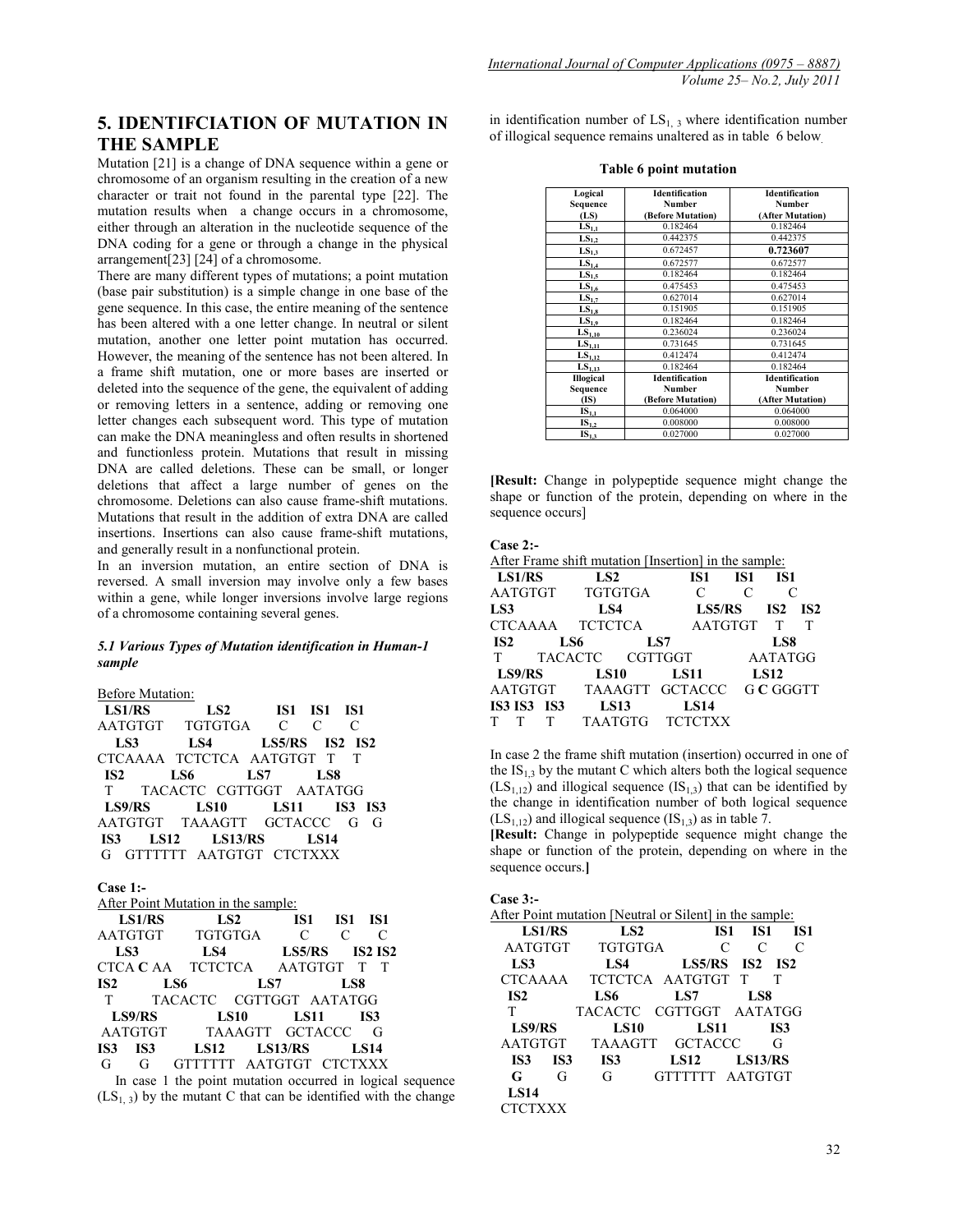## 5. IDENTFICIATION OF MUTATION IN THE SAMPLE

Mutation [21] is a change of DNA sequence within a gene or chromosome of an organism resulting in the creation of a new character or trait not found in the parental type [22]. The mutation results when a change occurs in a chromosome, either through an alteration in the nucleotide sequence of the DNA coding for a gene or through a change in the physical arrangement[23] [24] of a chromosome.

There are many different types of mutations; a point mutation (base pair substitution) is a simple change in one base of the gene sequence. In this case, the entire meaning of the sentence has been altered with a one letter change. In neutral or silent mutation, another one letter point mutation has occurred. However, the meaning of the sentence has not been altered. In a frame shift mutation, one or more bases are inserted or deleted into the sequence of the gene, the equivalent of adding or removing letters in a sentence, adding or removing one letter changes each subsequent word. This type of mutation can make the DNA meaningless and often results in shortened and functionless protein. Mutations that result in missing DNA are called deletions. These can be small, or longer deletions that affect a large number of genes on the chromosome. Deletions can also cause frame-shift mutations. Mutations that result in the addition of extra DNA are called insertions. Insertions can also cause frame-shift mutations, and generally result in a nonfunctional protein.

In an inversion mutation, an entire section of DNA is reversed. A small inversion may involve only a few bases within a gene, while longer inversions involve large regions of a chromosome containing several genes.

### *5.1 Various Types of Mutation identification in Human-1 sample*

Before Mutation:

**LS1/RS** **LS2** **IS1 IS1 IS1**
AATGTGT TGTGTGA C C C
**LS3** **LS4** **LS5/RS IS2 IS2**
CTCAAAA TCTCTCA AATGTGT T T
**IS2** **LS6** **LS7** **LS8**
T TACACTC CGTTGGT AATATGG
**LS9/RS** **LS10** **LS11** **IS3 IS3**
AATGTGT TAAAGTT GCTACCC G G
**IS3** **LS12** **LS13/RS** **LS14**
G GTTTTTT AATGTGT CTCTXXX

**Case 1:-**

After Point Mutation in the sample:

**LS1/RS** **LS2** **IS1 IS1 IS1**
AATGTGT TGTGTGA C C C
**LS3** **LS4** **LS5/RS IS2 IS2**
CTCA **C** AA TCTCTCA AATGTGT T T
**IS2** **LS6** **LS7** **LS8**
T TACACTC CGTTGGT AATATGG
**LS9/RS** **LS10** **LS11** **IS3**
AATGTGT TAAAGTT GCTACCC G
**IS3 IS3** **LS12** **LS13/RS** **LS14**
G G GTTTTTT AATGTGT CTCTXXX

In case 1 the point mutation occurred in logical sequence ($LS_{1,3}$) by the mutant C that can be identified with the change in identification number of $LS_{1,3}$ where identification number of illogical sequence remains unaltered as in table 6 below.

**Table 6 point mutation**

| Logical Sequence (LS) | Identification Number (Before Mutation) | Identification Number (After Mutation) |
|---|---|---|
| $LS_{1,1}$ | 0.182464 | 0.182464 |
| $LS_{1,2}$ | 0.442375 | 0.442375 |
| $LS_{1,3}$ | 0.672457 | **0.723607** |
| $LS_{1,4}$ | 0.672577 | 0.672577 |
| $LS_{1,5}$ | 0.182464 | 0.182464 |
| $LS_{1,6}$ | 0.475453 | 0.475453 |
| $LS_{1,7}$ | 0.627014 | 0.627014 |
| $LS_{1,8}$ | 0.151905 | 0.151905 |
| $LS_{1,9}$ | 0.182464 | 0.182464 |
| $LS_{1,10}$ | 0.236024 | 0.236024 |
| $LS_{1,11}$ | 0.731645 | 0.731645 |
| $LS_{1,12}$ | 0.412474 | 0.412474 |
| $LS_{1,13}$ | 0.182464 | 0.182464 |
| **Illogical Sequence (IS)** | **Identification Number (Before Mutation)** | **Identification Number (After Mutation)** |
| $IS_{1,1}$ | 0.064000 | 0.064000 |
| $IS_{1,2}$ | 0.008000 | 0.008000 |
| $IS_{1,3}$ | 0.027000 | 0.027000 |

**[Result:** Change in polypeptide sequence might change the shape or function of the protein, depending on where in the sequence occurs]

**Case 2:-**

After Frame shift mutation [Insertion] in the sample:

**LS1/RS** **LS2** **IS1 IS1 IS1**
AATGTGT TGTGTGA C C C
**LS3** **LS4** **LS5/RS IS2 IS2**
CTCAAAA TCTCTCA AATGTGT T T
**IS2** **LS6** **LS7** **LS8**
T TACACTC CGTTGGT AATATGG
**LS9/RS** **LS10** **LS11** **LS12**
AATGTGT TAAAGTT GCTACCC G **C** GGGTT
**IS3 IS3 IS3** **LS13** **LS14**
T T T TAATGTG TCTCTXX

In case 2 the frame shift mutation (insertion) occurred in one of the $IS_{1,3}$ by the mutant C which alters both the logical sequence ($LS_{1,12}$) and illogical sequence ($IS_{1,3}$) that can be identified by the change in identification number of both logical sequence ($LS_{1,12}$) and illogical sequence ($IS_{1,3}$) as in table 7.

**[Result:** Change in polypeptide sequence might change the shape or function of the protein, depending on where in the sequence occurs.**]**

**Case 3:-**

After Point mutation [Neutral or Silent] in the sample:

**LS1/RS** **LS2** **IS1 IS1 IS1**
AATGTGT TGTGTGA C C C
**LS3** **LS4** **LS5/RS IS2 IS2**
CTCAAAA TCTCTCA AATGTGT T T
**IS2** **LS6** **LS7** **LS8**
T TACACTC CGTTGGT AATATGG
**LS9/RS** **LS10** **LS11** **IS3**
AATGTGT TAAAGTT GCTACCC G
**IS3 IS3** **IS3** **LS12** **LS13/RS**
**G** G G GTTTTTT AATGTGT
**LS14**
CTCTXXX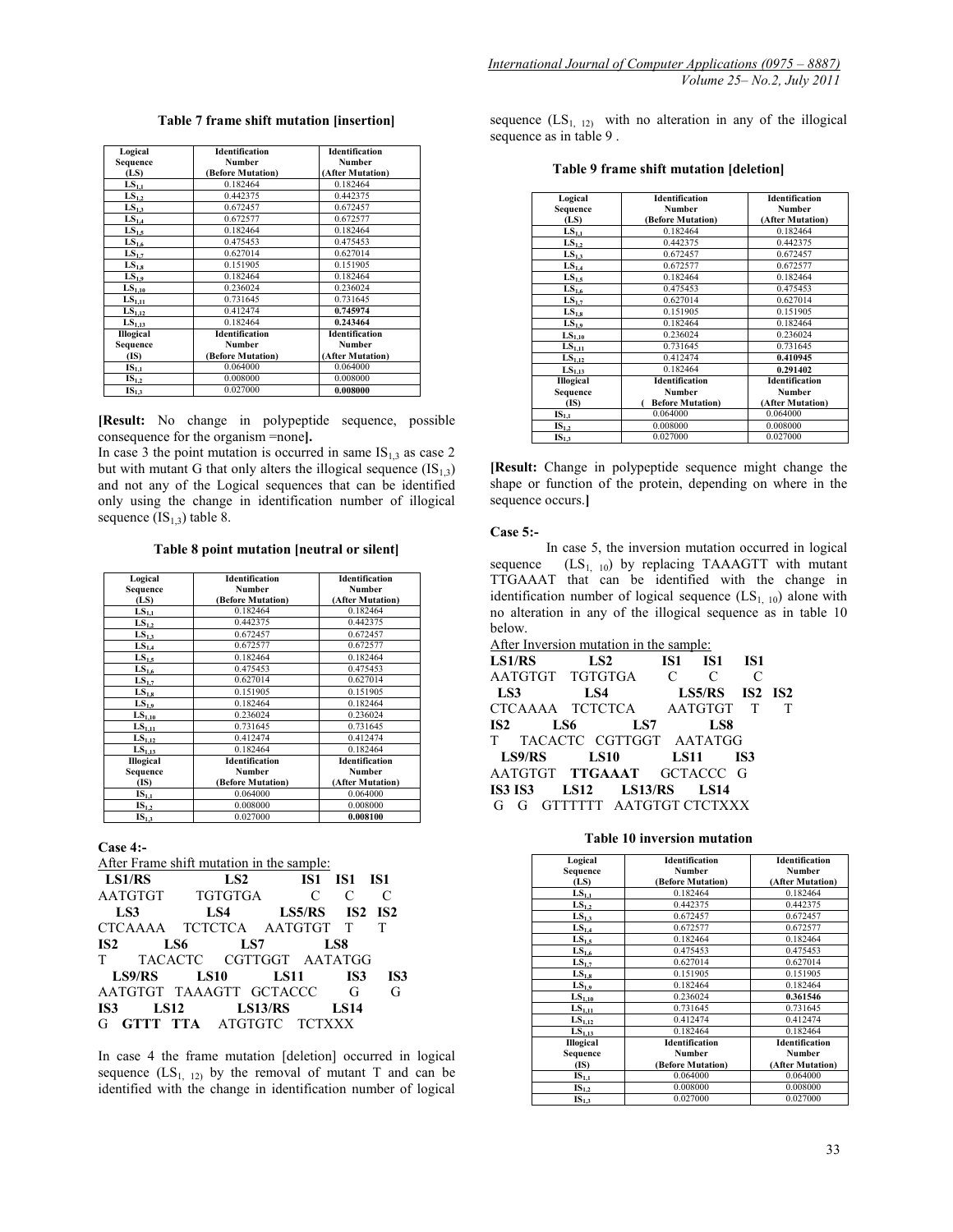**Table 7 frame shift mutation [insertion]**

| Logical Sequence (LS) | Identification Number (Before Mutation) | Identification Number (After Mutation) |
|---|---|---|
| $LS_{1,1}$ | 0.182464 | 0.182464 |
| $LS_{1,2}$ | 0.442375 | 0.442375 |
| $LS_{1,3}$ | 0.672457 | 0.672457 |
| $LS_{1,4}$ | 0.672577 | 0.672577 |
| $LS_{1,5}$ | 0.182464 | 0.182464 |
| $LS_{1,6}$ | 0.475453 | 0.475453 |
| $LS_{1,7}$ | 0.627014 | 0.627014 |
| $LS_{1,8}$ | 0.151905 | 0.151905 |
| $LS_{1,9}$ | 0.182464 | 0.182464 |
| $LS_{1,10}$ | 0.236024 | 0.236024 |
| $LS_{1,11}$ | 0.731645 | 0.731645 |
| $LS_{1,12}$ | 0.412474 | **0.745974** |
| $LS_{1,13}$ | 0.182464 | **0.243464** |
| **Illogical Sequence (IS)** | **Identification Number (Before Mutation)** | **Identification Number (After Mutation)** |
| $IS_{1,1}$ | 0.064000 | 0.064000 |
| $IS_{1,2}$ | 0.008000 | 0.008000 |
| $IS_{1,3}$ | 0.027000 | **0.008000** |

**[Result:** No change in polypeptide sequence, possible consequence for the organism =none**].**

In case 3 the point mutation is occurred in same $IS_{1,3}$ as case 2 but with mutant G that only alters the illogical sequence ($IS_{1,3}$) and not any of the Logical sequences that can be identified only using the change in identification number of illogical sequence ($IS_{1,3}$) table 8.

**Table 8 point mutation [neutral or silent]**

| Logical Sequence (LS) | Identification Number (Before Mutation) | Identification Number (After Mutation) |
|---|---|---|
| $LS_{1,1}$ | 0.182464 | 0.182464 |
| $LS_{1,2}$ | 0.442375 | 0.442375 |
| $LS_{1,3}$ | 0.672457 | 0.672457 |
| $LS_{1,4}$ | 0.672577 | 0.672577 |
| $LS_{1,5}$ | 0.182464 | 0.182464 |
| $LS_{1,6}$ | 0.475453 | 0.475453 |
| $LS_{1,7}$ | 0.627014 | 0.627014 |
| $LS_{1,8}$ | 0.151905 | 0.151905 |
| $LS_{1,9}$ | 0.182464 | 0.182464 |
| $LS_{1,10}$ | 0.236024 | 0.236024 |
| $LS_{1,11}$ | 0.731645 | 0.731645 |
| $LS_{1,12}$ | 0.412474 | 0.412474 |
| $LS_{1,13}$ | 0.182464 | 0.182464 |
| **Illogical Sequence (IS)** | **Identification Number (Before Mutation)** | **Identification Number (After Mutation)** |
| $IS_{1,1}$ | 0.064000 | 0.064000 |
| $IS_{1,2}$ | 0.008000 | 0.008000 |
| $IS_{1,3}$ | 0.027000 | **0.008100** |

**Case 4:-**

After Frame shift mutation in the sample:

```
 LS1/RS         LS2          IS1  IS1  IS1
AATGTGT     TGTGTGA          C    C    C
   LS3          LS4        LS5/RS    IS2  IS2
CTCAAAA   TCTCTCA   AATGTGT   T     T
IS2      LS6          LS7          LS8
T      TACACTC    CGTTGGT   AATATGG
  LS9/RS        LS10          LS11        IS3    IS3
AATGTGT  TAAAGTT  GCTACCC       G       G
IS3       LS12           LS13/RS         LS14
G   GTTT  TTA    ATGTGTC   TCTXXX
```

In case 4 the frame mutation [deletion] occurred in logical sequence ($LS_{1,12}$) by the removal of mutant T and can be identified with the change in identification number of logical sequence ($LS_{1,12}$) with no alteration in any of the illogical sequence as in table 9 .

**Table 9 frame shift mutation [deletion]**

| Logical Sequence (LS) | Identification Number (Before Mutation) | Identification Number (After Mutation) |
|---|---|---|
| $LS_{1,1}$ | 0.182464 | 0.182464 |
| $LS_{1,2}$ | 0.442375 | 0.442375 |
| $LS_{1,3}$ | 0.672457 | 0.672457 |
| $LS_{1,4}$ | 0.672577 | 0.672577 |
| $LS_{1,5}$ | 0.182464 | 0.182464 |
| $LS_{1,6}$ | 0.475453 | 0.475453 |
| $LS_{1,7}$ | 0.627014 | 0.627014 |
| $LS_{1,8}$ | 0.151905 | 0.151905 |
| $LS_{1,9}$ | 0.182464 | 0.182464 |
| $LS_{1,10}$ | 0.236024 | 0.236024 |
| $LS_{1,11}$ | 0.731645 | 0.731645 |
| $LS_{1,12}$ | 0.412474 | **0.410945** |
| $LS_{1,13}$ | 0.182464 | **0.291402** |
| **Illogical Sequence (IS)** | **Identification Number ( Before Mutation)** | **Identification Number (After Mutation)** |
| $IS_{1,1}$ | 0.064000 | 0.064000 |
| $IS_{1,2}$ | 0.008000 | 0.008000 |
| $IS_{1,3}$ | 0.027000 | 0.027000 |

**[Result:** Change in polypeptide sequence might change the shape or function of the protein, depending on where in the sequence occurs.**]**

**Case 5:-**

In case 5, the inversion mutation occurred in logical sequence ($LS_{1,10}$) by replacing TAAAGTT with mutant TTGAAAT that can be identified with the change in identification number of logical sequence ($LS_{1,10}$) alone with no alteration in any of the illogical sequence as in table 10 below.

After Inversion mutation in the sample:

```
LS1/RS          LS2           IS1    IS1     IS1
AATGTGT   TGTGTGA       C       C        C
 LS3             LS4               LS5/RS    IS2  IS2
CTCAAAA   TCTCTCA        AATGTGT    T      T
IS2        LS6             LS7              LS8
T     TACACTC   CGTTGGT    AATATGG
  LS9/RS          LS10            LS11        IS3
AATGTGT    TTGAAAT     GCTACCC   G
IS3 IS3      LS12       LS13/RS      LS14
 G    G    GTTTTTT    AATGTGT CTCTXXX
```

**Table 10 inversion mutation**

| Logical Sequence (LS) | Identification Number (Before Mutation) | Identification Number (After Mutation) |
|---|---|---|
| $LS_{1,1}$ | 0.182464 | 0.182464 |
| $LS_{1,2}$ | 0.442375 | 0.442375 |
| $LS_{1,3}$ | 0.672457 | 0.672457 |
| $LS_{1,4}$ | 0.672577 | 0.672577 |
| $LS_{1,5}$ | 0.182464 | 0.182464 |
| $LS_{1,6}$ | 0.475453 | 0.475453 |
| $LS_{1,7}$ | 0.627014 | 0.627014 |
| $LS_{1,8}$ | 0.151905 | 0.151905 |
| $LS_{1,9}$ | 0.182464 | 0.182464 |
| $LS_{1,10}$ | 0.236024 | **0.361546** |
| $LS_{1,11}$ | 0.731645 | 0.731645 |
| $LS_{1,12}$ | 0.412474 | 0.412474 |
| $LS_{1,13}$ | 0.182464 | 0.182464 |
| **Illogical Sequence (IS)** | **Identification Number (Before Mutation)** | **Identification Number (After Mutation)** |
| $IS_{1,1}$ | 0.064000 | 0.064000 |
| $IS_{1,2}$ | 0.008000 | 0.008000 |
| $IS_{1,3}$ | 0.027000 | 0.027000 |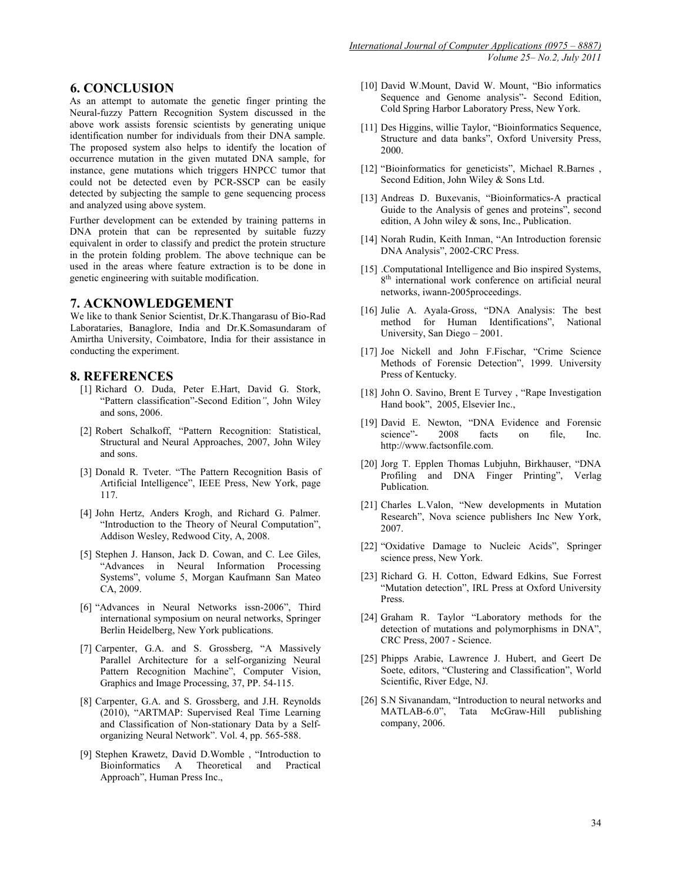## 6. CONCLUSION

As an attempt to automate the genetic finger printing the Neural-fuzzy Pattern Recognition System discussed in the above work assists forensic scientists by generating unique identification number for individuals from their DNA sample. The proposed system also helps to identify the location of occurrence mutation in the given mutated DNA sample, for instance, gene mutations which triggers HNPCC tumor that could not be detected even by PCR-SSCP can be easily detected by subjecting the sample to gene sequencing process and analyzed using above system.

Further development can be extended by training patterns in DNA protein that can be represented by suitable fuzzy equivalent in order to classify and predict the protein structure in the protein folding problem. The above technique can be used in the areas where feature extraction is to be done in genetic engineering with suitable modification.

## 7. ACKNOWLEDGEMENT

We like to thank Senior Scientist, Dr.K.Thangarasu of Bio-Rad Labarataries, Banaglore, India and Dr.K.Somasundaram of Amirtha University, Coimbatore, India for their assistance in conducting the experiment.

## 8. REFERENCES

[1] Richard O. Duda, Peter E.Hart, David G. Stork, "Pattern classification"-Second Edition*"*, John Wiley and sons, 2006.

[2] Robert Schalkoff, "Pattern Recognition: Statistical, Structural and Neural Approaches, 2007, John Wiley and sons.

[3] Donald R. Tveter. "The Pattern Recognition Basis of Artificial Intelligence", IEEE Press, New York, page 117.

[4] John Hertz, Anders Krogh, and Richard G. Palmer. "Introduction to the Theory of Neural Computation", Addison Wesley, Redwood City, A, 2008.

[5] Stephen J. Hanson, Jack D. Cowan, and C. Lee Giles, "Advances in Neural Information Processing Systems", volume 5, Morgan Kaufmann San Mateo CA, 2009.

[6] "Advances in Neural Networks issn-2006", Third international symposium on neural networks, Springer Berlin Heidelberg, New York publications.

[7] Carpenter, G.A. and S. Grossberg, "A Massively Parallel Architecture for a self-organizing Neural Pattern Recognition Machine", Computer Vision, Graphics and Image Processing, 37, PP. 54-115.

[8] Carpenter, G.A. and S. Grossberg, and J.H. Reynolds (2010), "ARTMAP: Supervised Real Time Learning and Classification of Non-stationary Data by a Self-organizing Neural Network". Vol. 4, pp. 565-588.

[9] Stephen Krawetz, David D.Womble , "Introduction to Bioinformatics A Theoretical and Practical Approach", Human Press Inc.,

[10] David W.Mount, David W. Mount, "Bio informatics Sequence and Genome analysis"- Second Edition, Cold Spring Harbor Laboratory Press, New York.

[11] Des Higgins, willie Taylor, "Bioinformatics Sequence, Structure and data banks", Oxford University Press, 2000.

[12] "Bioinformatics for geneticists", Michael R.Barnes , Second Edition, John Wiley & Sons Ltd.

[13] Andreas D. Buxevanis, "Bioinformatics-A practical Guide to the Analysis of genes and proteins", second edition, A John wiley & sons, Inc., Publication.

[14] Norah Rudin, Keith Inman, "An Introduction forensic DNA Analysis", 2002-CRC Press.

[15] .Computational Intelligence and Bio inspired Systems, 8th international work conference on artificial neural networks, iwann-2005proceedings.

[16] Julie A. Ayala-Gross, "DNA Analysis: The best method for Human Identifications", National University, San Diego – 2001.

[17] Joe Nickell and John F.Fischar, "Crime Science Methods of Forensic Detection", 1999. University Press of Kentucky.

[18] John O. Savino, Brent E Turvey , "Rape Investigation Hand book", 2005, Elsevier Inc.,

[19] David E. Newton, "DNA Evidence and Forensic science"- 2008 facts on file, Inc. http://www.factsonfile.com.

[20] Jorg T. Epplen Thomas Lubjuhn, Birkhauser, "DNA Profiling and DNA Finger Printing", Verlag Publication.

[21] Charles L.Valon, "New developments in Mutation Research", Nova science publishers Inc New York, 2007.

[22] "Oxidative Damage to Nucleic Acids", Springer science press, New York.

[23] Richard G. H. Cotton, Edward Edkins, Sue Forrest "Mutation detection", IRL Press at Oxford University Press.

[24] Graham R. Taylor "Laboratory methods for the detection of mutations and polymorphisms in DNA", CRC Press, 2007 - Science.

[25] Phipps Arabie, Lawrence J. Hubert, and Geert De Soete, editors, "Clustering and Classification", World Scientific, River Edge, NJ.

[26] S.N Sivanandam, "Introduction to neural networks and MATLAB-6.0", Tata McGraw-Hill publishing company, 2006.